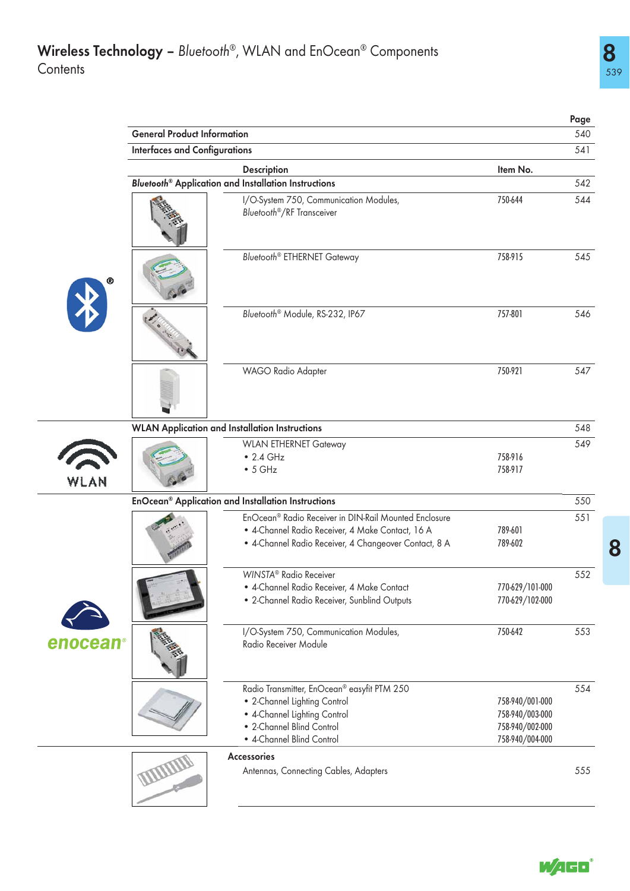# Wireless Technology – *Bluetooth*®, WLAN and EnOcean® Components
## Contents

| | | Page |
|---|---|---|
| **General Product Information** | | 540 |
| **Interfaces and Configurations** | | 541 |
| **Description** | **Item No.** | |
| ***Bluetooth*® Application and Installation Instructions** | | 542 |
| I/O-System 750, Communication Modules, *Bluetooth*®/RF Transceiver | 750-644 | 544 |
| *Bluetooth*® ETHERNET Gateway | 758-915 | 545 |
| *Bluetooth*® Module, RS-232, IP67 | 757-801 | 546 |
| WAGO Radio Adapter | 750-921 | 547 |
| **WLAN Application and Installation Instructions** | | 548 |
| WLAN ETHERNET Gateway | | 549 |
| • 2.4 GHz | 758-916 | |
| • 5 GHz | 758-917 | |
| **EnOcean® Application and Installation Instructions** | | 550 |
| EnOcean® Radio Receiver in DIN-Rail Mounted Enclosure | | 551 |
| • 4-Channel Radio Receiver, 4 Make Contact, 16 A | 789-601 | |
| • 4-Channel Radio Receiver, 4 Changeover Contact, 8 A | 789-602 | |
| WINSTA® Radio Receiver | | 552 |
| • 4-Channel Radio Receiver, 4 Make Contact | 770-629/101-000 | |
| • 2-Channel Radio Receiver, Sunblind Outputs | 770-629/102-000 | |
| I/O-System 750, Communication Modules, Radio Receiver Module | 750-642 | 553 |
| Radio Transmitter, EnOcean® easyfit PTM 250 | | 554 |
| • 2-Channel Lighting Control | 758-940/001-000 | |
| • 4-Channel Lighting Control | 758-940/003-000 | |
| • 2-Channel Blind Control | 758-940/002-000 | |
| • 4-Channel Blind Control | 758-940/004-000 | |
| **Accessories** | | |
| Antennas, Connecting Cables, Adapters | | 555 |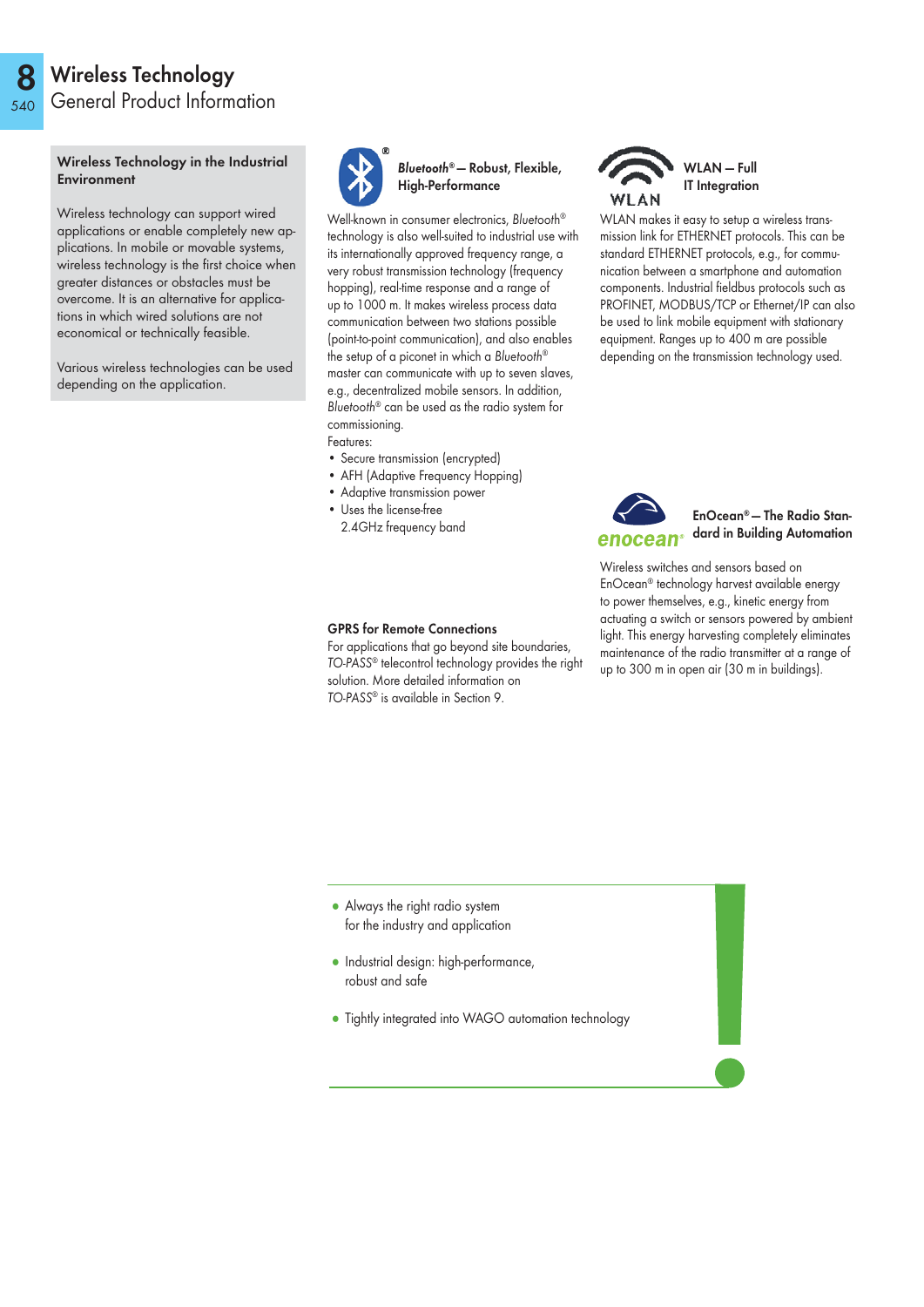# Wireless Technology

## General Product Information

### Wireless Technology in the Industrial Environment

Wireless technology can support wired applications or enable completely new applications. In mobile or movable systems, wireless technology is the first choice when greater distances or obstacles must be overcome. It is an alternative for applications in which wired solutions are not economical or technically feasible.

Various wireless technologies can be used depending on the application.

### *Bluetooth*® – Robust, Flexible, High-Performance

Well-known in consumer electronics, *Bluetooth*® technology is also well-suited to industrial use with its internationally approved frequency range, a very robust transmission technology (frequency hopping), real-time response and a range of up to 1000 m. It makes wireless process data communication between two stations possible (point-to-point communication), and also enables the setup of a piconet in which a *Bluetooth*® master can communicate with up to seven slaves, e.g., decentralized mobile sensors. In addition, *Bluetooth*® can be used as the radio system for commissioning.

Features:

- Secure transmission (encrypted)
- AFH (Adaptive Frequency Hopping)
- Adaptive transmission power
- Uses the license-free 2.4GHz frequency band

### GPRS for Remote Connections

For applications that go beyond site boundaries, *TO-PASS*® telecontrol technology provides the right solution. More detailed information on *TO-PASS*® is available in Section 9.

### WLAN – Full IT Integration

WLAN makes it easy to setup a wireless transmission link for ETHERNET protocols. This can be standard ETHERNET protocols, e.g., for communication between a smartphone and automation components. Industrial fieldbus protocols such as PROFINET, MODBUS/TCP or Ethernet/IP can also be used to link mobile equipment with stationary equipment. Ranges up to 400 m are possible depending on the transmission technology used.

### EnOcean® – The Radio Standard in Building Automation

Wireless switches and sensors based on EnOcean® technology harvest available energy to power themselves, e.g., kinetic energy from actuating a switch or sensors powered by ambient light. This energy harvesting completely eliminates maintenance of the radio transmitter at a range of up to 300 m in open air (30 m in buildings).

- Always the right radio system for the industry and application
- Industrial design: high-performance, robust and safe
- Tightly integrated into WAGO automation technology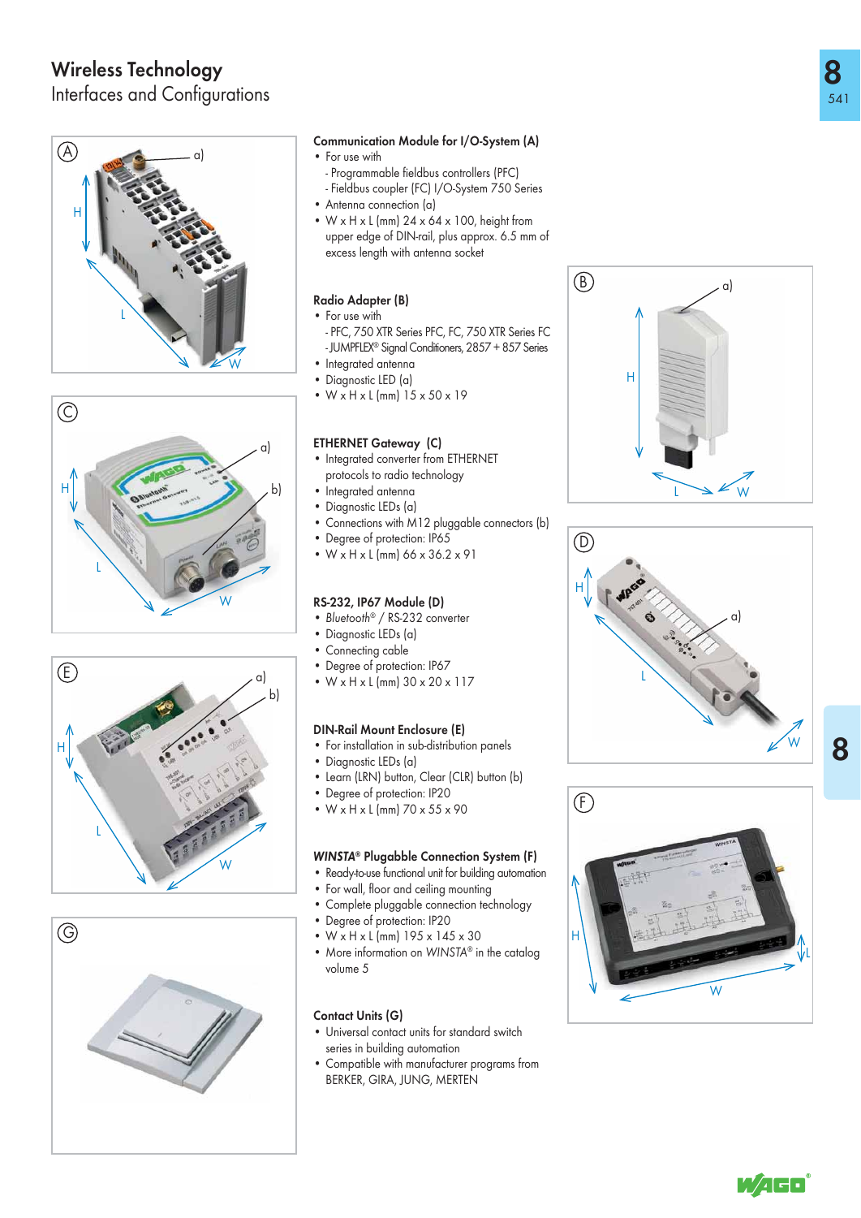# Wireless Technology

## Interfaces and Configurations

### Communication Module for I/O-System (A)

- For use with
  - Programmable fieldbus controllers (PFC)
  - Fieldbus coupler (FC) I/O-System 750 Series
- Antenna connection (a)
- W x H x L (mm) 24 x 64 x 100, height from upper edge of DIN-rail, plus approx. 6.5 mm of excess length with antenna socket

### Radio Adapter (B)

- For use with
  - PFC, 750 XTR Series PFC, FC, 750 XTR Series FC
  - JUMPFLEX® Signal Conditioners, 2857 + 857 Series
- Integrated antenna
- Diagnostic LED (a)
- W x H x L (mm) 15 x 50 x 19

### ETHERNET Gateway (C)

- Integrated converter from ETHERNET protocols to radio technology
- Integrated antenna
- Diagnostic LEDs (a)
- Connections with M12 pluggable connectors (b)
- Degree of protection: IP65
- W x H x L (mm) 66 x 36.2 x 91

### RS-232, IP67 Module (D)

- *Bluetooth®* / RS-232 converter
- Diagnostic LEDs (a)
- Connecting cable
- Degree of protection: IP67
- W x H x L (mm) 30 x 20 x 117

### DIN-Rail Mount Enclosure (E)

- For installation in sub-distribution panels
- Diagnostic LEDs (a)
- Learn (LRN) button, Clear (CLR) button (b)
- Degree of protection: IP20
- W x H x L (mm) 70 x 55 x 90

### *WINSTA®* Plugable Connection System (F)

- Ready-to-use functional unit for building automation
- For wall, floor and ceiling mounting
- Complete pluggable connection technology
- Degree of protection: IP20
- W x H x L (mm) 195 x 145 x 30
- More information on *WINSTA®* in the catalog volume *5*

### Contact Units (G)

- Universal contact units for standard switch series in building automation
- Compatible with manufacturer programs from BERKER, GIRA, JUNG, MERTEN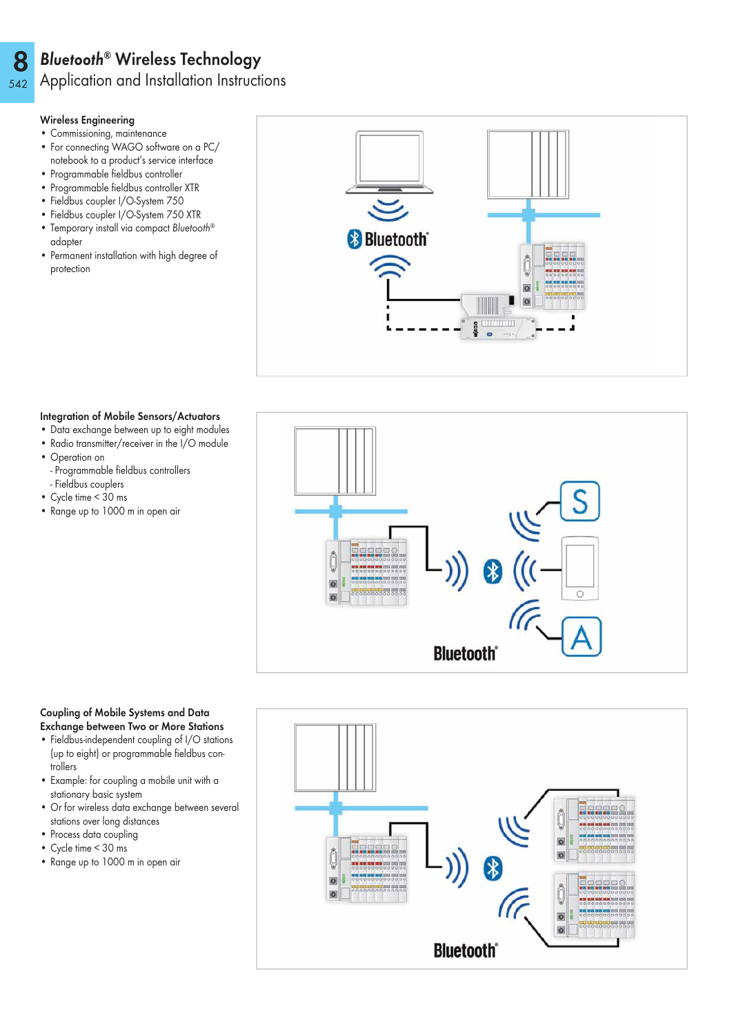# *Bluetooth*® Wireless Technology
## Application and Installation Instructions

### Wireless Engineering

- Commissioning, maintenance
- For connecting WAGO software on a PC/notebook to a product's service interface
- Programmable fieldbus controller
- Programmable fieldbus controller XTR
- Fieldbus coupler I/O-System 750
- Fieldbus coupler I/O-System 750 XTR
- Temporary install via compact *Bluetooth*® adapter
- Permanent installation with high degree of protection

### Integration of Mobile Sensors/Actuators

- Data exchange between up to eight modules
- Radio transmitter/receiver in the I/O module
- Operation on
  - Programmable fieldbus controllers
  - Fieldbus couplers
- Cycle time < 30 ms
- Range up to 1000 m in open air

### Coupling of Mobile Systems and Data Exchange between Two or More Stations

- Fieldbus-independent coupling of I/O stations (up to eight) or programmable fieldbus controllers
- Example: for coupling a mobile unit with a stationary basic system
- Or for wireless data exchange between several stations over long distances
- Process data coupling
- Cycle time < 30 ms
- Range up to 1000 m in open air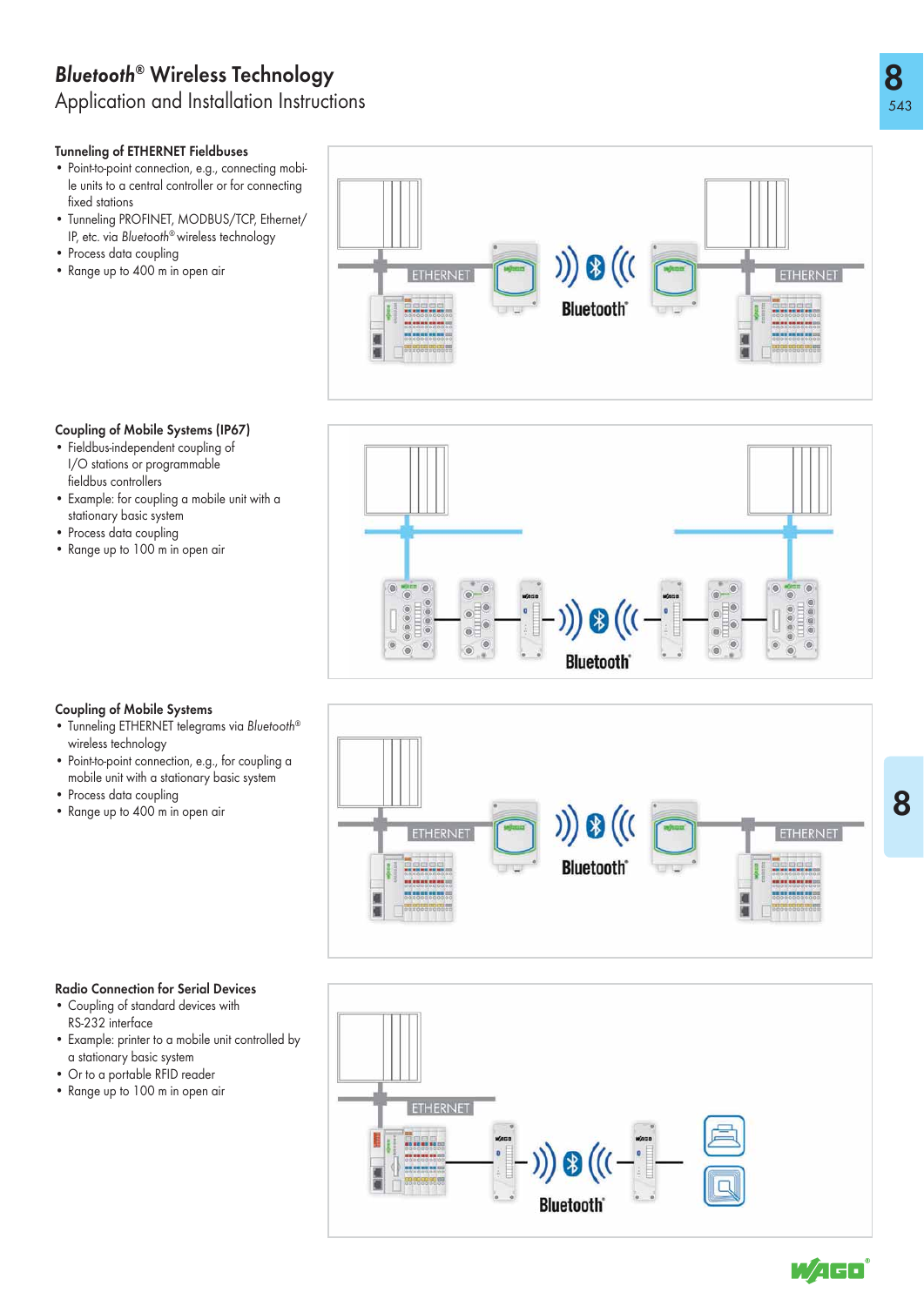# *Bluetooth*® Wireless Technology

## Application and Installation Instructions

### Tunneling of ETHERNET Fieldbuses

- Point-to-point connection, e.g., connecting mobile units to a central controller or for connecting fixed stations
- Tunneling PROFINET, MODBUS/TCP, Ethernet/IP, etc. via *Bluetooth*® wireless technology
- Process data coupling
- Range up to 400 m in open air

### Coupling of Mobile Systems (IP67)

- Fieldbus-independent coupling of I/O stations or programmable fieldbus controllers
- Example: for coupling a mobile unit with a stationary basic system
- Process data coupling
- Range up to 100 m in open air

### Coupling of Mobile Systems

- Tunneling ETHERNET telegrams via *Bluetooth*® wireless technology
- Point-to-point connection, e.g., for coupling a mobile unit with a stationary basic system
- Process data coupling
- Range up to 400 m in open air

### Radio Connection for Serial Devices

- Coupling of standard devices with RS-232 interface
- Example: printer to a mobile unit controlled by a stationary basic system
- Or to a portable RFID reader
- Range up to 100 m in open air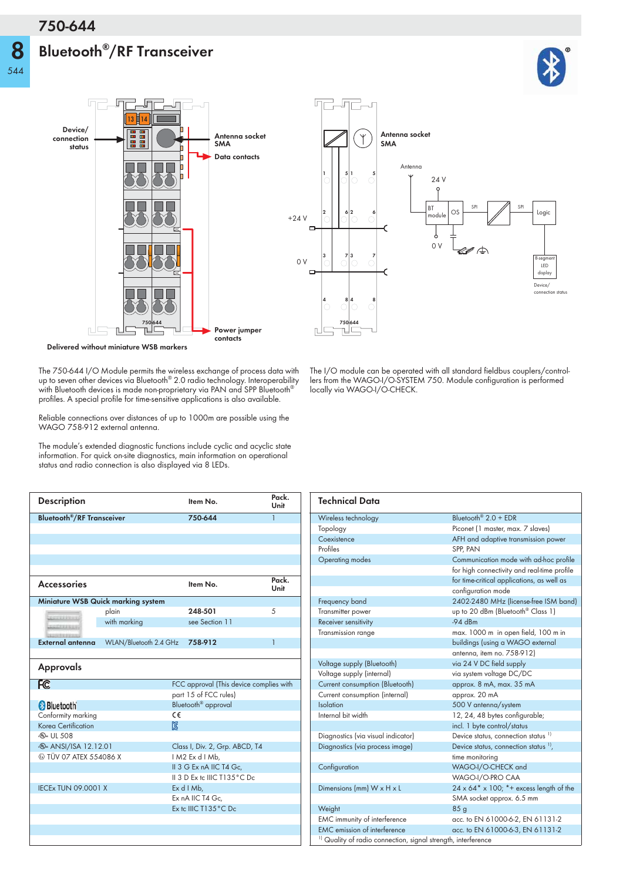# 750-644

## Bluetooth®/RF Transceiver

Device/ connection status

Antenna socket SMA

Data contacts

Power jumper contacts

Delivered without miniature WSB markers

The 750-644 I/O Module permits the wireless exchange of process data with up to seven other devices via Bluetooth® 2.0 radio technology. Interoperability with Bluetooth devices is made non-proprietary via PAN and SPP Bluetooth® profiles. A special profile for time-sensitive applications is also available.

Reliable connections over distances of up to 1000m are possible using the WAGO 758-912 external antenna.

The module's extended diagnostic functions include cyclic and acyclic state information. For quick on-site diagnostics, main information on operational status and radio connection is also displayed via 8 LEDs.

The I/O module can be operated with all standard fieldbus couplers/controllers from the WAGO-I/O-SYSTEM 750. Module configuration is performed locally via WAGO-I/O-CHECK.

| Description | Item No. | Pack. Unit |
|---|---|---|
| **Bluetooth®/RF Transceiver** | **750-644** | 1 |

| Accessories | | Item No. | Pack. Unit |
|---|---|---|---|
| **Miniature WSB Quick marking system** | | | |
| | plain | **248-501** | 5 |
| | with marking | see Section 11 | |
| **External antenna** | WLAN/Bluetooth 2.4 GHz | **758-912** | 1 |

| Approvals | |
|---|---|
| FC | FCC approval (This device complies with part 15 of FCC rules) |
| Bluetooth | Bluetooth® approval |
| Conformity marking | CE |
| Korea Certification | KC |
| UL 508 | |
| ANSI/ISA 12.12.01 | Class I, Div. 2, Grp. ABCD, T4 |
| TÜV 07 ATEX 554086 X | I M2 Ex d I Mb, II 3 G Ex nA IIC T4 Gc, II 3 D Ex tc IIIC T135°C Dc |
| IECEx TUN 09.0001 X | Ex d I Mb, Ex nA IIC T4 Gc, Ex tc IIIC T135°C Dc |

| Technical Data | |
|---|---|
| Wireless technology | Bluetooth® 2.0 + EDR |
| Topology | Piconet (1 master, max. 7 slaves) |
| Coexistence | AFH and adaptive transmission power |
| Profiles | SPP, PAN |
| Operating modes | Communication mode with ad-hoc profile for high connectivity and real-time profile for time-critical applications, as well as configuration mode |
| Frequency band | 2402-2480 MHz (license-free ISM band) |
| Transmitter power | up to 20 dBm (Bluetooth® Class 1) |
| Receiver sensitivity | -94 dBm |
| Transmission range | max. 1000 m in open field, 100 m in buildings (using a WAGO external antenna, item no. 758-912) |
| Voltage supply (Bluetooth) | via 24 V DC field supply |
| Voltage supply (internal) | via system voltage DC/DC |
| Current consumption (Bluetooth) | approx. 8 mA, max. 35 mA |
| Current consumption (internal) | approx. 20 mA |
| Isolation | 500 V antenna/system |
| Internal bit width | 12, 24, 48 bytes configurable; incl. 1 byte control/status |
| Diagnostics (via visual indicator) | Device status, connection status [1] |
| Diagnostics (via process image) | Device status, connection status [1], time monitoring |
| Configuration | WAGO-I/O-CHECK and WAGO-I/O-PRO CAA |
| Dimensions (mm) W x H x L | 24 x 64* x 100; *+ excess length of the SMA socket approx. 6.5 mm |
| Weight | 85 g |
| EMC immunity of interference | acc. to EN 61000-6-2, EN 61131-2 |
| EMC emission of interference | acc. to EN 61000-6-3, EN 61131-2 |

[1] Quality of radio connection, signal strength, interference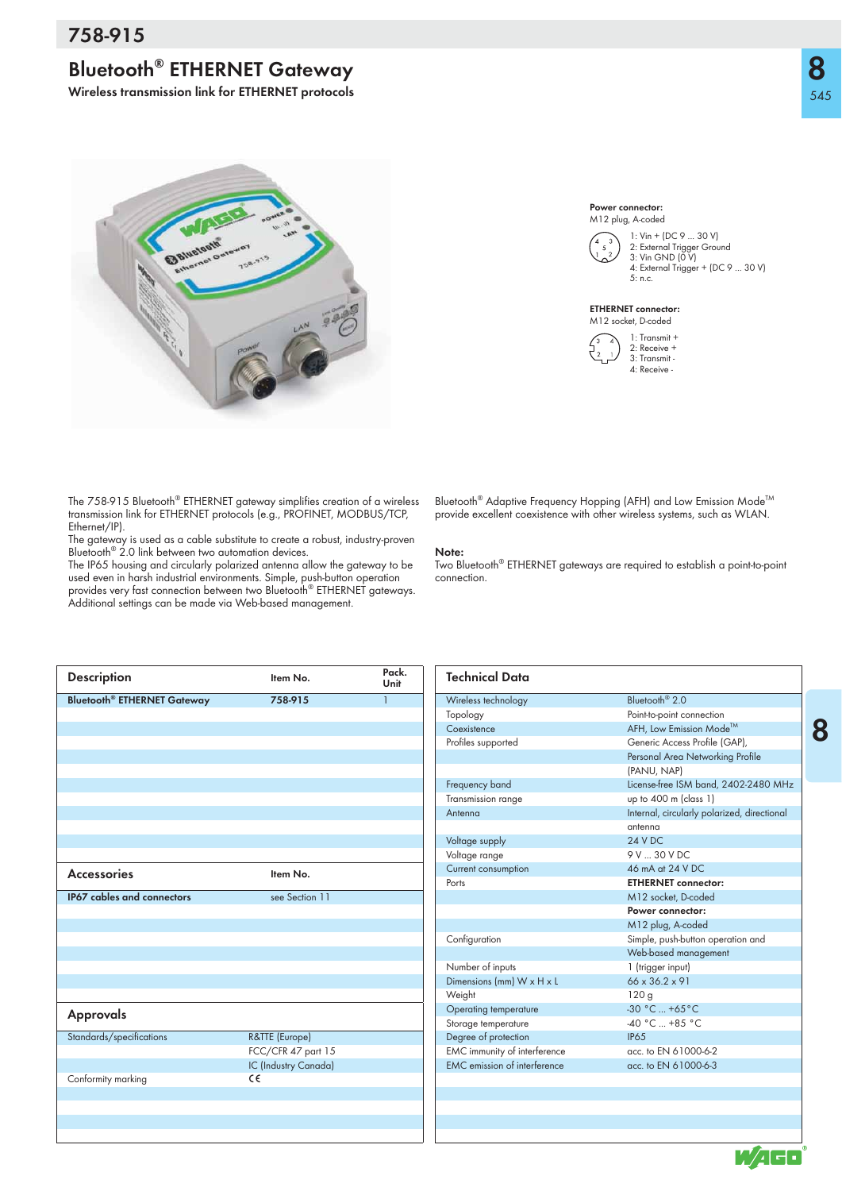# 758-915

## Bluetooth® ETHERNET Gateway

**Wireless transmission link for ETHERNET protocols**

**Power connector:**
M12 plug, A-coded

1: Vin + (DC 9 ... 30 V)
2: External Trigger Ground
3: Vin GND (0 V)
4: External Trigger + (DC 9 ... 30 V)
5: n.c.

**ETHERNET connector:**
M12 socket, D-coded

1: Transmit +
2: Receive +
3: Transmit -
4: Receive -

The 758-915 Bluetooth® ETHERNET gateway simplifies creation of a wireless transmission link for ETHERNET protocols (e.g., PROFINET, MODBUS/TCP, Ethernet/IP).
The gateway is used as a cable substitute to create a robust, industry-proven Bluetooth® 2.0 link between two automation devices.
The IP65 housing and circularly polarized antenna allow the gateway to be used even in harsh industrial environments. Simple, push-button operation provides very fast connection between two Bluetooth® ETHERNET gateways. Additional settings can be made via Web-based management.

Bluetooth® Adaptive Frequency Hopping (AFH) and Low Emission Mode™ provide excellent coexistence with other wireless systems, such as WLAN.

**Note:**
Two Bluetooth® ETHERNET gateways are required to establish a point-to-point connection.

| Description | Item No. | Pack. Unit |
|---|---|---|
| **Bluetooth® ETHERNET Gateway** | **758-915** | 1 |

| Accessories | Item No. |
|---|---|
| **IP67 cables and connectors** | see Section 11 |

| Approvals | |
|---|---|
| Standards/specifications | R&TTE (Europe) |
| | FCC/CFR 47 part 15 |
| | IC (Industry Canada) |
| Conformity marking | CE |

| Technical Data | |
|---|---|
| Wireless technology | Bluetooth® 2.0 |
| Topology | Point-to-point connection |
| Coexistence | AFH, Low Emission Mode™ |
| Profiles supported | Generic Access Profile (GAP), Personal Area Networking Profile (PANU, NAP) |
| Frequency band | License-free ISM band, 2402-2480 MHz |
| Transmission range | up to 400 m (class 1) |
| Antenna | Internal, circularly polarized, directional antenna |
| Voltage supply | 24 V DC |
| Voltage range | 9 V ... 30 V DC |
| Current consumption | 46 mA at 24 V DC |
| Ports | **ETHERNET connector:** M12 socket, D-coded; **Power connector:** M12 plug, A-coded |
| Configuration | Simple, push-button operation and Web-based management |
| Number of inputs | 1 (trigger input) |
| Dimensions (mm) W x H x L | 66 x 36.2 x 91 |
| Weight | 120 g |
| Operating temperature | -30 °C ... +65 °C |
| Storage temperature | -40 °C ... +85 °C |
| Degree of protection | IP65 |
| EMC immunity of interference | acc. to EN 61000-6-2 |
| EMC emission of interference | acc. to EN 61000-6-3 |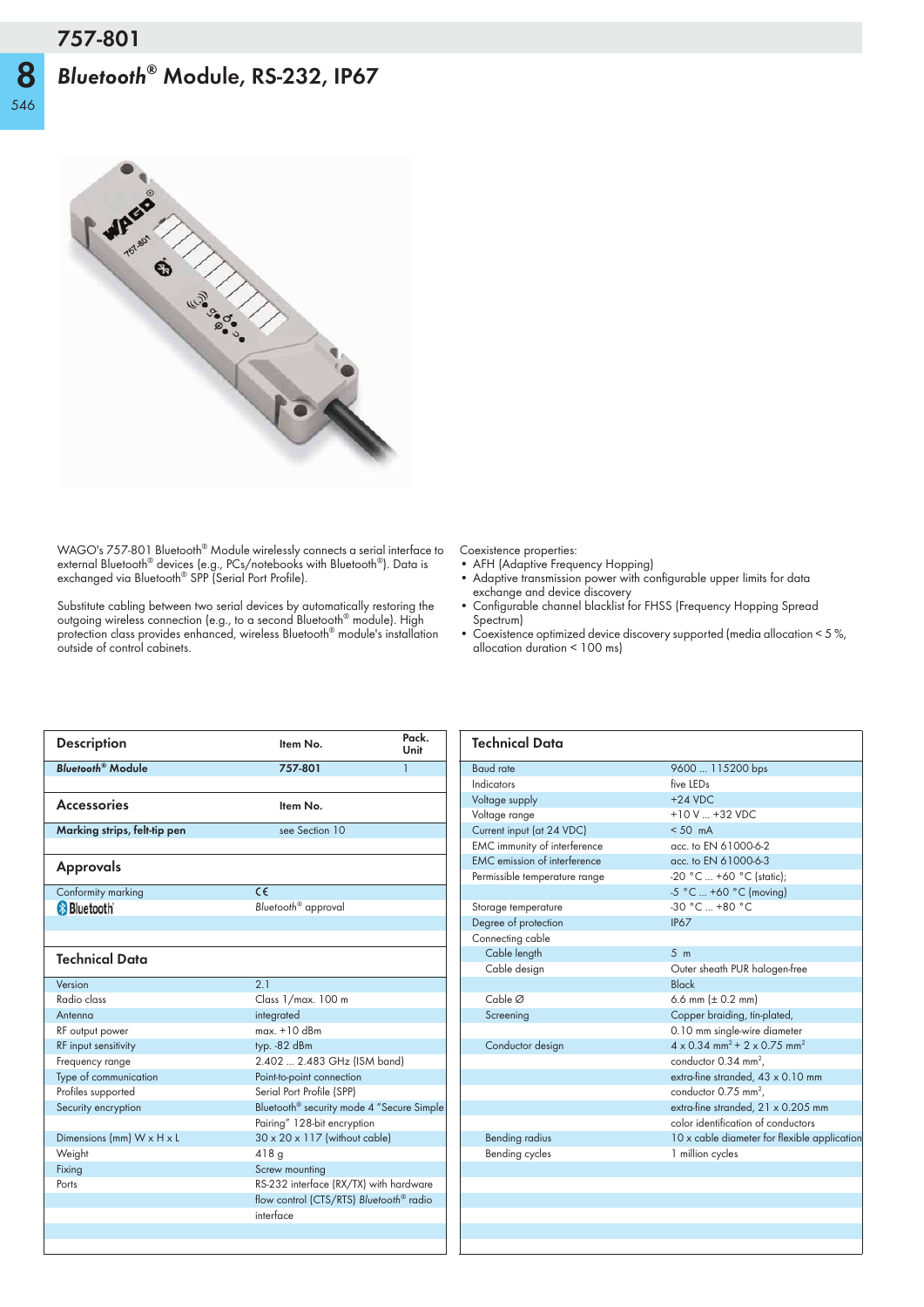# 757-801

## *Bluetooth®* Module, RS-232, IP67

WAGO's 757-801 Bluetooth® Module wirelessly connects a serial interface to external Bluetooth® devices (e.g., PCs/notebooks with Bluetooth®). Data is exchanged via Bluetooth® SPP (Serial Port Profile).

Substitute cabling between two serial devices by automatically restoring the outgoing wireless connection (e.g., to a second Bluetooth® module). High protection class provides enhanced, wireless Bluetooth® module's installation outside of control cabinets.

Coexistence properties:

- AFH (Adaptive Frequency Hopping)
- Adaptive transmission power with configurable upper limits for data exchange and device discovery
- Configurable channel blacklist for FHSS (Frequency Hopping Spread Spectrum)
- Coexistence optimized device discovery supported (media allocation < 5 %, allocation duration < 100 ms)

| Description | Item No. | Pack. Unit |
|---|---|---|
| ***Bluetooth®* Module** | **757-801** | 1 |

| Accessories | Item No. |
|---|---|
| **Marking strips, felt-tip pen** | see Section 10 |

| Approvals | |
|---|---|
| Conformity marking | CE |
| Bluetooth | *Bluetooth®* approval |

| Technical Data | |
|---|---|
| Version | 2.1 |
| Radio class | Class 1/max. 100 m |
| Antenna | integrated |
| RF output power | max. +10 dBm |
| RF input sensitivity | typ. -82 dBm |
| Frequency range | 2.402 ... 2.483 GHz (ISM band) |
| Type of communication | Point-to-point connection |
| Profiles supported | Serial Port Profile (SPP) |
| Security encryption | Bluetooth® security mode 4 "Secure Simple Pairing" 128-bit encryption |
| Dimensions (mm) W x H x L | 30 x 20 x 117 (without cable) |
| Weight | 418 g |
| Fixing | Screw mounting |
| Ports | RS-232 interface (RX/TX) with hardware flow control (CTS/RTS) *Bluetooth®* radio interface |

| Technical Data | |
|---|---|
| Baud rate | 9600 ... 115200 bps |
| Indicators | five LEDs |
| Voltage supply | +24 VDC |
| Voltage range | +10 V ... +32 VDC |
| Current input (at 24 VDC) | < 50 mA |
| EMC immunity of interference | acc. to EN 61000-6-2 |
| EMC emission of interference | acc. to EN 61000-6-3 |
| Permissible temperature range | -20 °C ... +60 °C (static); -5 °C ... +60 °C (moving) |
| Storage temperature | -30 °C ... +80 °C |
| Degree of protection | IP67 |
| Connecting cable | |
| Cable length | 5 m |
| Cable design | Outer sheath PUR halogen-free Black |
| Cable Ø | 6.6 mm (± 0.2 mm) |
| Screening | Copper braiding, tin-plated, 0.10 mm single-wire diameter |
| Conductor design | 4 x 0.34 mm² + 2 x 0.75 mm² conductor 0.34 mm², extra-fine stranded, 43 x 0.10 mm conductor 0.75 mm², extra-fine stranded, 21 x 0.205 mm color identification of conductors |
| Bending radius | 10 x cable diameter for flexible application |
| Bending cycles | 1 million cycles |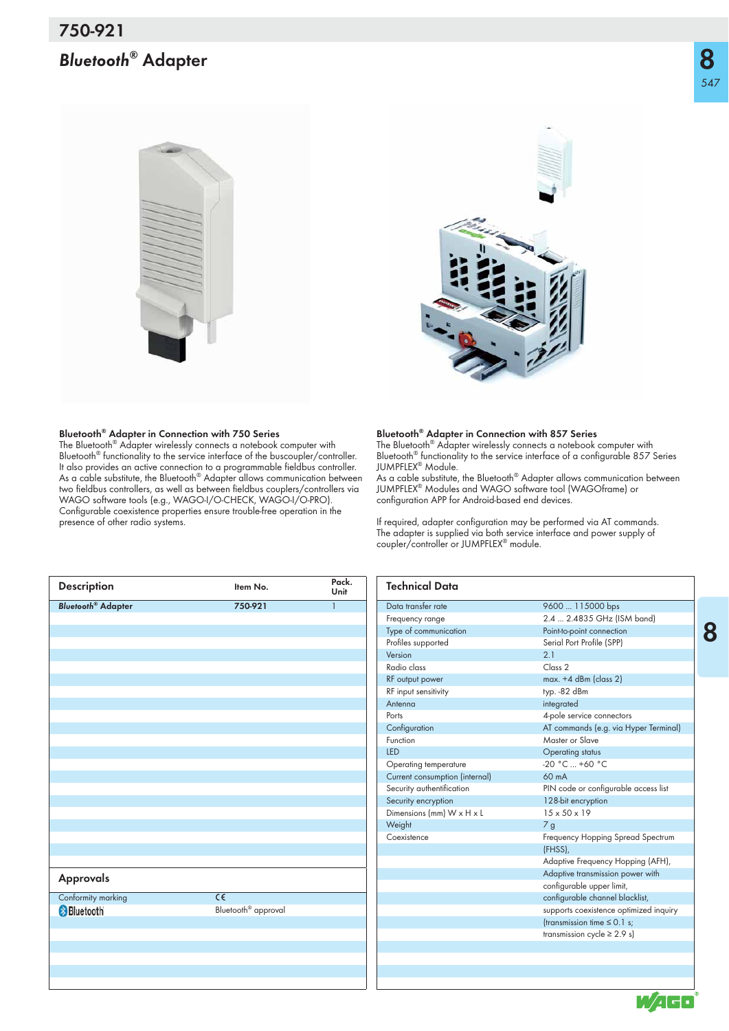# 750-921

## *Bluetooth*® Adapter

**Bluetooth® Adapter in Connection with 750 Series**
The Bluetooth® Adapter wirelessly connects a notebook computer with Bluetooth® functionality to the service interface of the buscoupler/controller. It also provides an active connection to a programmable fieldbus controller. As a cable substitute, the Bluetooth® Adapter allows communication between two fieldbus controllers, as well as between fieldbus couplers/controllers via WAGO software tools (e.g., WAGO-I/O-CHECK, WAGO-I/O-PRO). Configurable coexistence properties ensure trouble-free operation in the presence of other radio systems.

**Bluetooth® Adapter in Connection with 857 Series**
The Bluetooth® Adapter wirelessly connects a notebook computer with Bluetooth® functionality to the service interface of a configurable 857 Series JUMPFLEX® Module.
As a cable substitute, the Bluetooth® Adapter allows communication between JUMPFLEX® Modules and WAGO software tool (WAGOframe) or configuration APP for Android-based end devices.

If required, adapter configuration may be performed via AT commands. The adapter is supplied via both service interface and power supply of coupler/controller or JUMPFLEX® module.

| Description | Item No. | Pack. Unit |
|---|---|---|
| ***Bluetooth*® Adapter** | **750-921** | 1 |

### Approvals

| | |
|---|---|
| Conformity marking | CE |
| Bluetooth | Bluetooth® approval |

### Technical Data

| | |
|---|---|
| Data transfer rate | 9600 ... 115000 bps |
| Frequency range | 2.4 ... 2.4835 GHz (ISM band) |
| Type of communication | Point-to-point connection |
| Profiles supported | Serial Port Profile (SPP) |
| Version | 2.1 |
| Radio class | Class 2 |
| RF output power | max. +4 dBm (class 2) |
| RF input sensitivity | typ. -82 dBm |
| Antenna | integrated |
| Ports | 4-pole service connectors |
| Configuration | AT commands (e.g. via Hyper Terminal) |
| Function | Master or Slave |
| LED | Operating status |
| Operating temperature | -20 °C ... +60 °C |
| Current consumption (internal) | 60 mA |
| Security authentification | PIN code or configurable access list |
| Security encryption | 128-bit encryption |
| Dimensions (mm) W x H x L | 15 x 50 x 19 |
| Weight | 7 g |
| Coexistence | Frequency Hopping Spread Spectrum (FHSS), Adaptive Frequency Hopping (AFH), Adaptive transmission power with configurable upper limit, configurable channel blacklist, supports coexistence optimized inquiry (transmission time ≤ 0.1 s; transmission cycle ≥ 2.9 s) |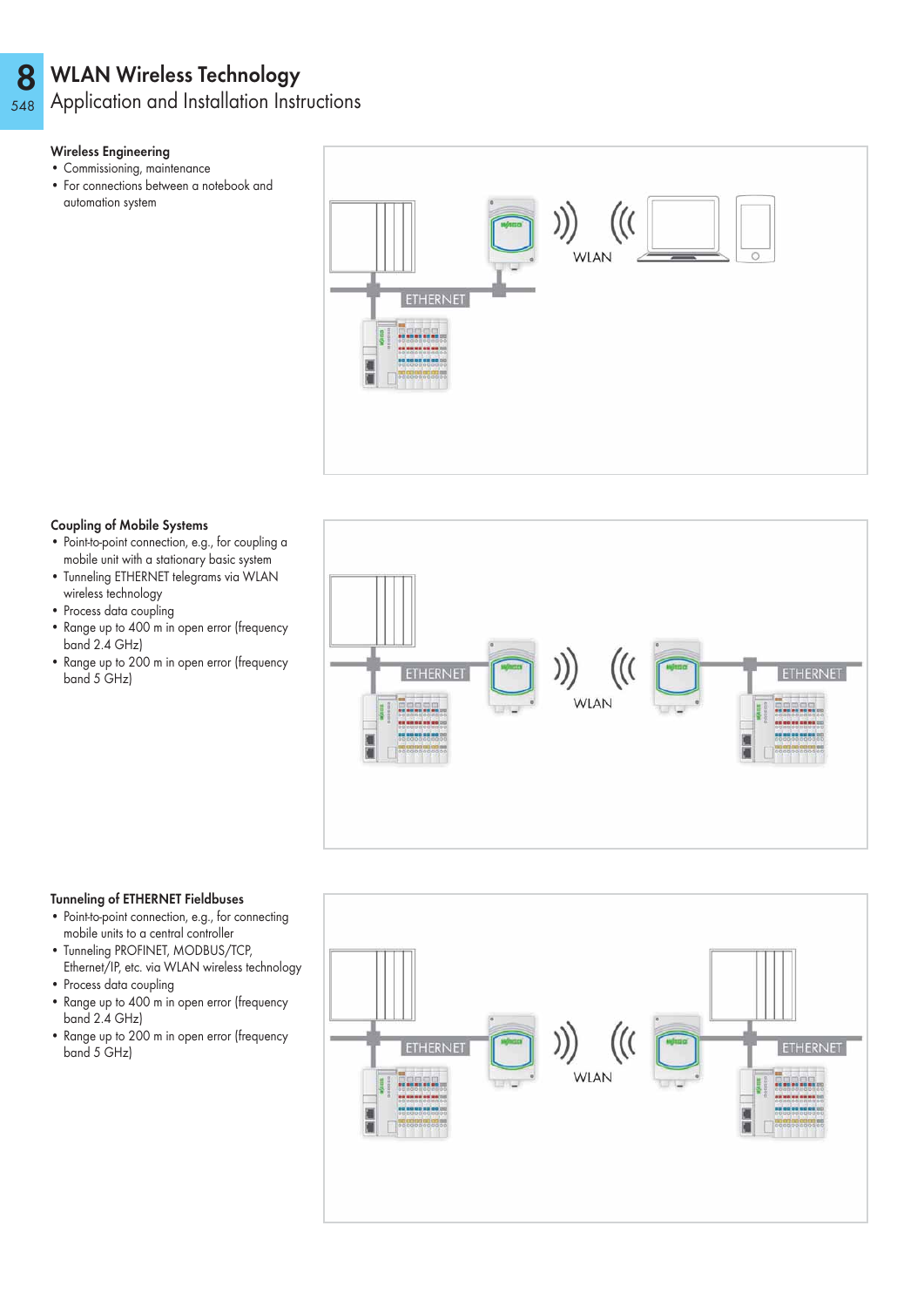# WLAN Wireless Technology

## Application and Installation Instructions

### Wireless Engineering

- Commissioning, maintenance
- For connections between a notebook and automation system

ETHERNET

WLAN

### Coupling of Mobile Systems

- Point-to-point connection, e.g., for coupling a mobile unit with a stationary basic system
- Tunneling ETHERNET telegrams via WLAN wireless technology
- Process data coupling
- Range up to 400 m in open error (frequency band 2.4 GHz)
- Range up to 200 m in open error (frequency band 5 GHz)

ETHERNET

WLAN

ETHERNET

### Tunneling of ETHERNET Fieldbuses

- Point-to-point connection, e.g., for connecting mobile units to a central controller
- Tunneling PROFINET, MODBUS/TCP, Ethernet/IP, etc. via WLAN wireless technology
- Process data coupling
- Range up to 400 m in open error (frequency band 2.4 GHz)
- Range up to 200 m in open error (frequency band 5 GHz)

ETHERNET

WLAN

ETHERNET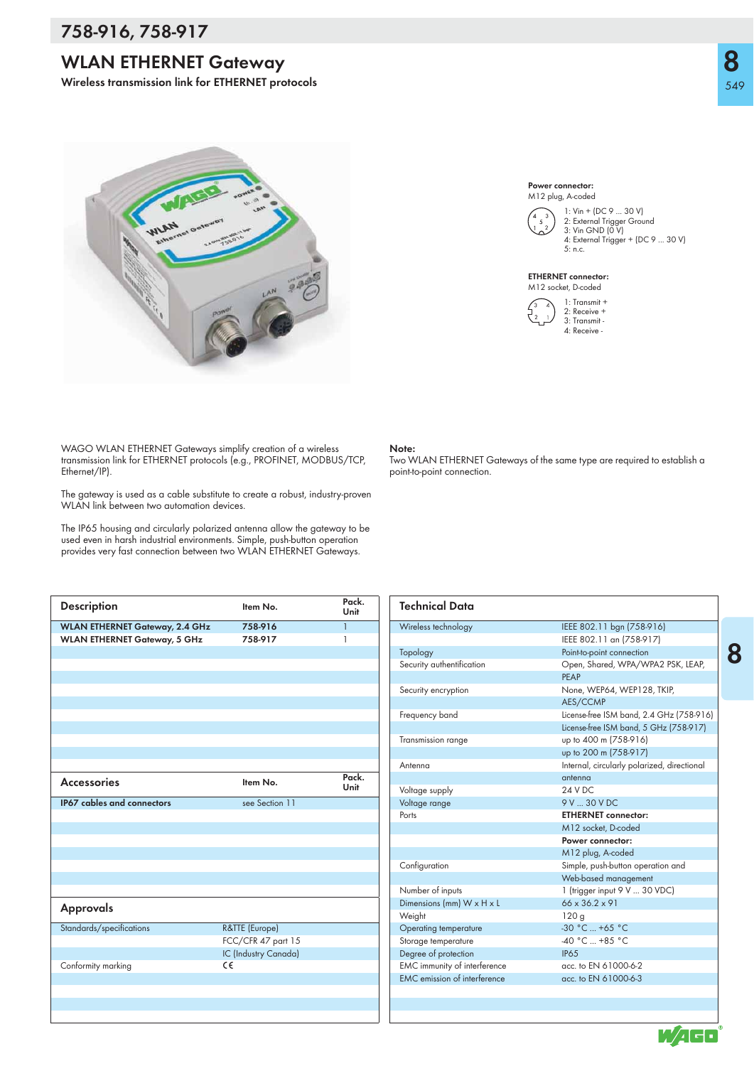# 758-916, 758-917

## WLAN ETHERNET Gateway

**Wireless transmission link for ETHERNET protocols**

**Power connector:**
M12 plug, A-coded

1: Vin + (DC 9 ... 30 V)
2: External Trigger Ground
3: Vin GND (0 V)
4: External Trigger + (DC 9 ... 30 V)
5: n.c.

**ETHERNET connector:**
M12 socket, D-coded

1: Transmit +
2: Receive +
3: Transmit -
4: Receive -

WAGO WLAN ETHERNET Gateways simplify creation of a wireless transmission link for ETHERNET protocols (e.g., PROFINET, MODBUS/TCP, Ethernet/IP).

The gateway is used as a cable substitute to create a robust, industry-proven WLAN link between two automation devices.

The IP65 housing and circularly polarized antenna allow the gateway to be used even in harsh industrial environments. Simple, push-button operation provides very fast connection between two WLAN ETHERNET Gateways.

**Note:**
Two WLAN ETHERNET Gateways of the same type are required to establish a point-to-point connection.

| Description | Item No. | Pack. Unit |
|---|---|---|
| **WLAN ETHERNET Gateway, 2.4 GHz** | **758-916** | 1 |
| **WLAN ETHERNET Gateway, 5 GHz** | **758-917** | 1 |

| Accessories | Item No. | Pack. Unit |
|---|---|---|
| **IP67 cables and connectors** | see Section 11 | |

| Approvals | |
|---|---|
| Standards/specifications | R&TTE (Europe) |
| | FCC/CFR 47 part 15 |
| | IC (Industry Canada) |
| Conformity marking | CE |

| Technical Data | |
|---|---|
| Wireless technology | IEEE 802.11 bgn (758-916) |
| | IEEE 802.11 an (758-917) |
| Topology | Point-to-point connection |
| Security authentication | Open, Shared, WPA/WPA2 PSK, LEAP, PEAP |
| Security encryption | None, WEP64, WEP128, TKIP, AES/CCMP |
| Frequency band | License-free ISM band, 2.4 GHz (758-916) |
| | License-free ISM band, 5 GHz (758-917) |
| Transmission range | up to 400 m (758-916) |
| | up to 200 m (758-917) |
| Antenna | Internal, circularly polarized, directional antenna |
| Voltage supply | 24 V DC |
| Voltage range | 9 V ... 30 V DC |
| Ports | **ETHERNET connector:** |
| | M12 socket, D-coded |
| | **Power connector:** |
| | M12 plug, A-coded |
| Configuration | Simple, push-button operation and Web-based management |
| Number of inputs | 1 (trigger input 9 V ... 30 VDC) |
| Dimensions (mm) W x H x L | 66 x 36.2 x 91 |
| Weight | 120 g |
| Operating temperature | -30 °C ... +65 °C |
| Storage temperature | -40 °C ... +85 °C |
| Degree of protection | IP65 |
| EMC immunity of interference | acc. to EN 61000-6-2 |
| EMC emission of interference | acc. to EN 61000-6-3 |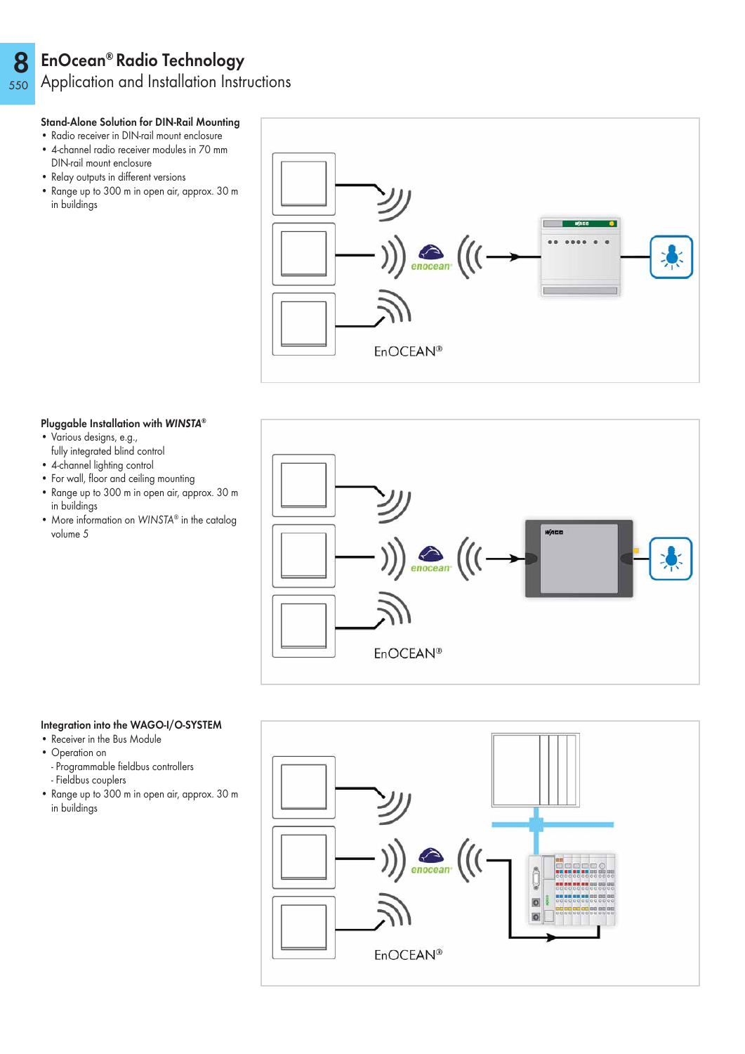# EnOcean® Radio Technology

## Application and Installation Instructions

### Stand-Alone Solution for DIN-Rail Mounting

- Radio receiver in DIN-rail mount enclosure
- 4-channel radio receiver modules in 70 mm DIN-rail mount enclosure
- Relay outputs in different versions
- Range up to 300 m in open air, approx. 30 m in buildings

### Pluggable Installation with *WINSTA*®

- Various designs, e.g., fully integrated blind control
- 4-channel lighting control
- For wall, floor and ceiling mounting
- Range up to 300 m in open air, approx. 30 m in buildings
- More information on *WINSTA*® in the catalog volume 5

### Integration into the WAGO-I/O-SYSTEM

- Receiver in the Bus Module
- Operation on
  - Programmable fieldbus controllers
  - Fieldbus couplers
- Range up to 300 m in open air, approx. 30 m in buildings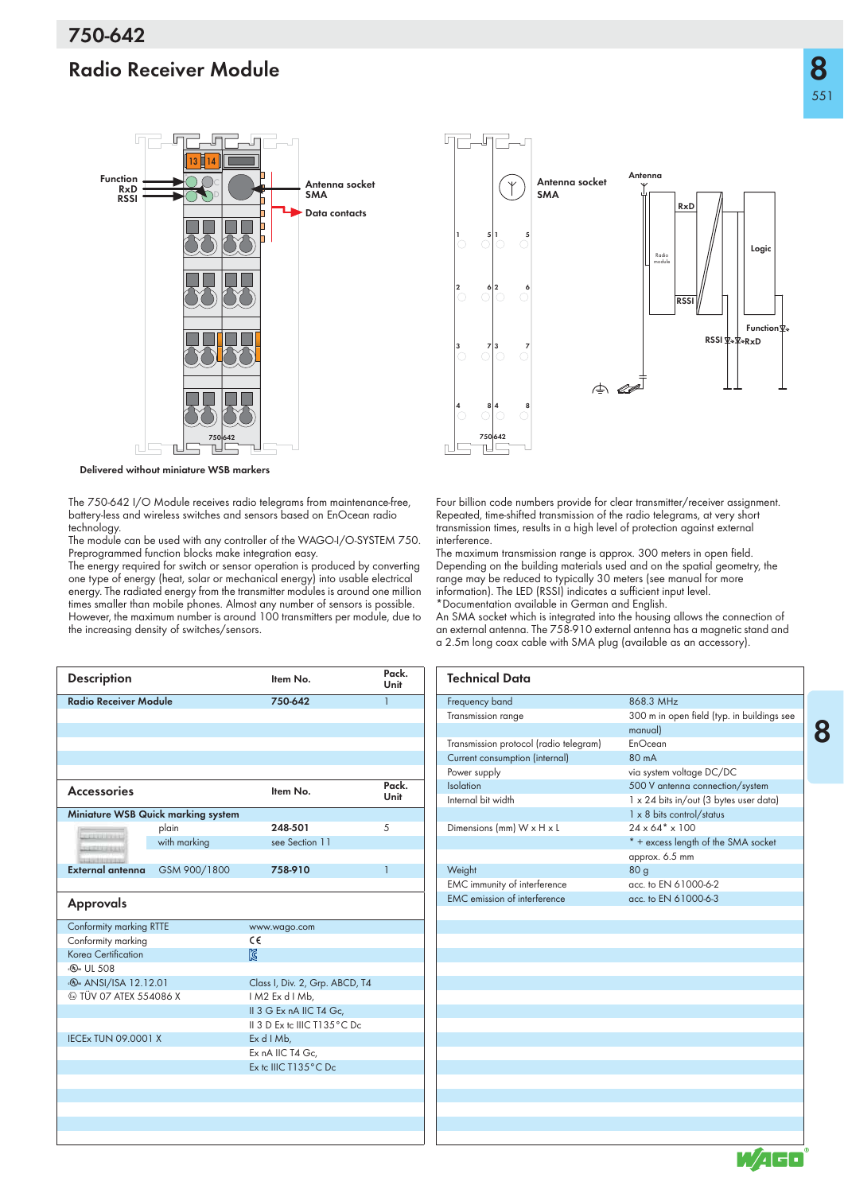# 750-642

## Radio Receiver Module

Delivered without miniature WSB markers

The 750-642 I/O Module receives radio telegrams from maintenance-free, battery-less and wireless switches and sensors based on EnOcean radio technology.
The module can be used with any controller of the WAGO-I/O-SYSTEM 750. Preprogrammed function blocks make integration easy.
The energy required for switch or sensor operation is produced by converting one type of energy (heat, solar or mechanical energy) into usable electrical energy. The radiated energy from the transmitter modules is around one million times smaller than mobile phones. Almost any number of sensors is possible. However, the maximum number is around 100 transmitters per module, due to the increasing density of switches/sensors.

Four billion code numbers provide for clear transmitter/receiver assignment. Repeated, time-shifted transmission of the radio telegrams, at very short transmission times, results in a high level of protection against external interference.
The maximum transmission range is approx. 300 meters in open field. Depending on the building materials used and on the spatial geometry, the range may be reduced to typically 30 meters (see manual for more information). The LED (RSSI) indicates a sufficient input level.
*Documentation available in German and English.
An SMA socket which is integrated into the housing allows the connection of an external antenna. The 758-910 external antenna has a magnetic stand and a 2.5m long coax cable with SMA plug (available as an accessory).

| Description | | Item No. | Pack. Unit |
|---|---|---|---|
| **Radio Receiver Module** | | **750-642** | 1 |

| Accessories | | Item No. | Pack. Unit |
|---|---|---|---|
| **Miniature WSB Quick marking system** | | | |
| | plain | **248-501** | 5 |
| | with marking | see Section 11 | |
| **External antenna** | GSM 900/1800 | **758-910** | 1 |

| Approvals | |
|---|---|
| Conformity marking RTTE | www.wago.com |
| Conformity marking | CE |
| Korea Certification | KC |
| UL 508 | |
| ANSI/ISA 12.12.01 | Class I, Div. 2, Grp. ABCD, T4 |
| TÜV 07 ATEX 554086 X | I M2 Ex d I Mb, |
| | II 3 G Ex nA IIC T4 Gc, |
| | II 3 D Ex tc IIIC T135°C Dc |
| IECEx TUN 09.0001 X | Ex d I Mb, |
| | Ex nA IIC T4 Gc, |
| | Ex tc IIIC T135°C Dc |

| Technical Data | |
|---|---|
| Frequency band | 868.3 MHz |
| Transmission range | 300 m in open field (typ. in buildings see manual) |
| Transmission protocol (radio telegram) | EnOcean |
| Current consumption (internal) | 80 mA |
| Power supply | via system voltage DC/DC |
| Isolation | 500 V antenna connection/system |
| Internal bit width | 1 x 24 bits in/out (3 bytes user data) |
| | 1 x 8 bits control/status |
| Dimensions (mm) W x H x L | 24 x 64* x 100 |
| | * + excess length of the SMA socket approx. 6.5 mm |
| Weight | 80 g |
| EMC immunity of interference | acc. to EN 61000-6-2 |
| EMC emission of interference | acc. to EN 61000-6-3 |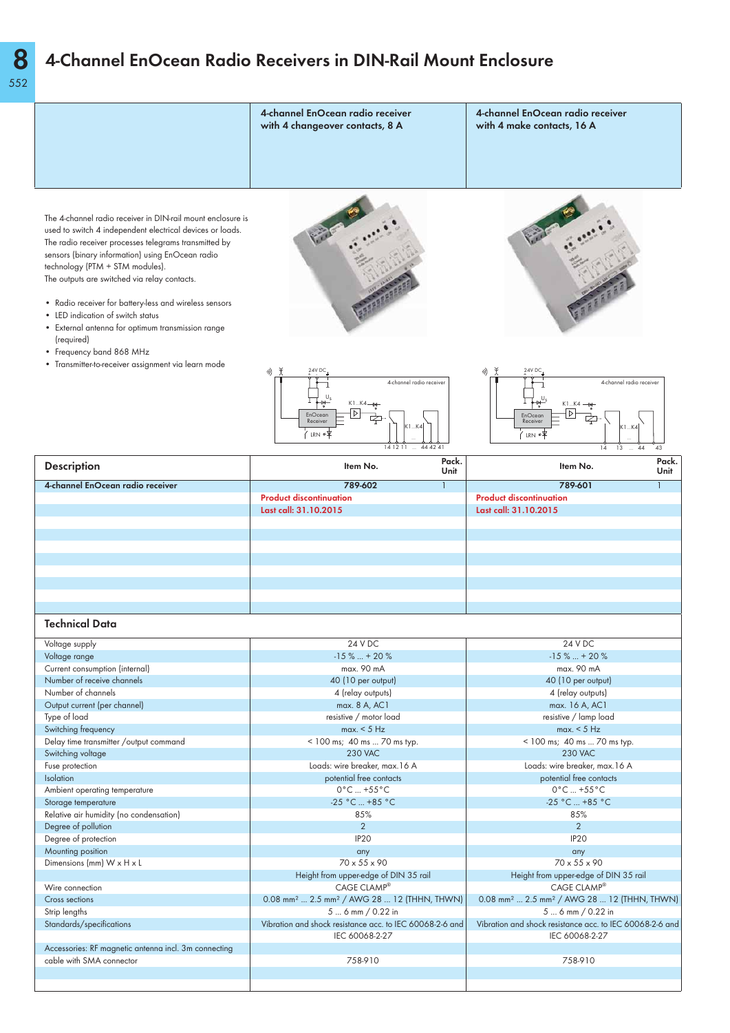# 4-Channel EnOcean Radio Receivers in DIN-Rail Mount Enclosure

| | 4-channel EnOcean radio receiver with 4 changeover contacts, 8 A | 4-channel EnOcean radio receiver with 4 make contacts, 16 A |
|---|---|---|

The 4-channel radio receiver in DIN-rail mount enclosure is used to switch 4 independent electrical devices or loads. The radio receiver processes telegrams transmitted by sensors (binary information) using EnOcean radio technology (PTM + STM modules).
The outputs are switched via relay contacts.

- Radio receiver for battery-less and wireless sensors
- LED indication of switch status
- External antenna for optimum transmission range (required)
- Frequency band 868 MHz
- Transmitter-to-receiver assignment via learn mode

| Description | Item No. | Pack. Unit | Item No. | Pack. Unit |
|---|---|---|---|---|
| **4-channel EnOcean radio receiver** | **789-602** | 1 | **789-601** | 1 |
| | **Product discontinuation** | | **Product discontinuation** | |
| | **Last call: 31.10.2015** | | **Last call: 31.10.2015** | |

## Technical Data

| | 789-602 | 789-601 |
|---|---|---|
| Voltage supply | 24 V DC | 24 V DC |
| Voltage range | -15 % ... + 20 % | -15 % ... + 20 % |
| Current consumption (internal) | max. 90 mA | max. 90 mA |
| Number of receive channels | 40 (10 per output) | 40 (10 per output) |
| Number of channels | 4 (relay outputs) | 4 (relay outputs) |
| Output current (per channel) | max. 8 A, AC1 | max. 16 A, AC1 |
| Type of load | resistive / motor load | resistive / lamp load |
| Switching frequency | max. < 5 Hz | max. < 5 Hz |
| Delay time transmitter /output command | < 100 ms; 40 ms ... 70 ms typ. | < 100 ms; 40 ms ... 70 ms typ. |
| Switching voltage | 230 VAC | 230 VAC |
| Fuse protection | Loads: wire breaker, max.16 A | Loads: wire breaker, max.16 A |
| Isolation | potential free contacts | potential free contacts |
| Ambient operating temperature | 0°C ... +55°C | 0°C ... +55°C |
| Storage temperature | -25 °C ... +85 °C | -25 °C ... +85 °C |
| Relative air humidity (no condensation) | 85% | 85% |
| Degree of pollution | 2 | 2 |
| Degree of protection | IP20 | IP20 |
| Mounting position | any | any |
| Dimensions (mm) W x H x L | 70 x 55 x 90 | 70 x 55 x 90 |
| | Height from upper-edge of DIN 35 rail | Height from upper-edge of DIN 35 rail |
| Wire connection | CAGE CLAMP® | CAGE CLAMP® |
| Cross sections | 0.08 mm² ... 2.5 mm² / AWG 28 ... 12 (THHN, THWN) | 0.08 mm² ... 2.5 mm² / AWG 28 ... 12 (THHN, THWN) |
| Strip lengths | 5 ... 6 mm / 0.22 in | 5 ... 6 mm / 0.22 in |
| Standards/specifications | Vibration and shock resistance acc. to IEC 60068-2-6 and IEC 60068-2-27 | Vibration and shock resistance acc. to IEC 60068-2-6 and IEC 60068-2-27 |
| Accessories: RF magnetic antenna incl. 3m connecting cable with SMA connector | 758-910 | 758-910 |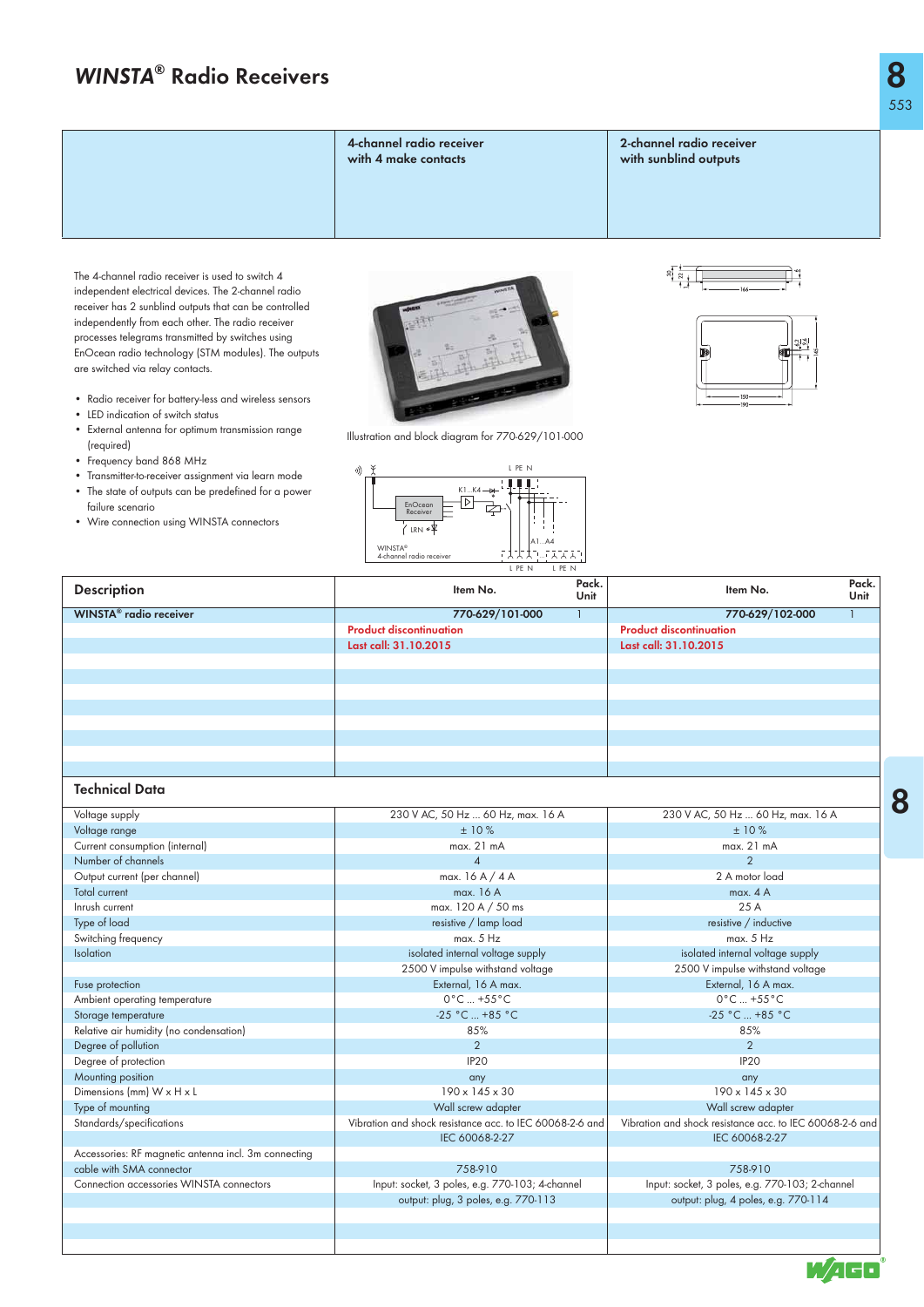# WINSTA® Radio Receivers

| | 4-channel radio receiver with 4 make contacts | 2-channel radio receiver with sunblind outputs |
|---|---|---|

The 4-channel radio receiver is used to switch 4 independent electrical devices. The 2-channel radio receiver has 2 sunblind outputs that can be controlled independently from each other. The radio receiver processes telegrams transmitted by switches using EnOcean radio technology (STM modules). The outputs are switched via relay contacts.

- Radio receiver for battery-less and wireless sensors
- LED indication of switch status
- External antenna for optimum transmission range (required)
- Frequency band 868 MHz
- Transmitter-to-receiver assignment via learn mode
- The state of outputs can be predefined for a power failure scenario
- Wire connection using WINSTA connectors

Illustration and block diagram for 770-629/101-000

| Description | Item No. | Pack. Unit | Item No. | Pack. Unit |
|---|---|---|---|---|
| WINSTA® radio receiver | 770-629/101-000 | 1 | 770-629/102-000 | 1 |
| | Product discontinuation | | Product discontinuation | |
| | Last call: 31.10.2015 | | Last call: 31.10.2015 | |

## Technical Data

| | 4-channel radio receiver | 2-channel radio receiver |
|---|---|---|
| Voltage supply | 230 V AC, 50 Hz ... 60 Hz, max. 16 A | 230 V AC, 50 Hz ... 60 Hz, max. 16 A |
| Voltage range | ± 10 % | ± 10 % |
| Current consumption (internal) | max. 21 mA | max. 21 mA |
| Number of channels | 4 | 2 |
| Output current (per channel) | max. 16 A / 4 A | 2 A motor load |
| Total current | max. 16 A | max. 4 A |
| Inrush current | max. 120 A / 50 ms | 25 A |
| Type of load | resistive / lamp load | resistive / inductive |
| Switching frequency | max. 5 Hz | max. 5 Hz |
| Isolation | isolated internal voltage supply | isolated internal voltage supply |
| | 2500 V impulse withstand voltage | 2500 V impulse withstand voltage |
| Fuse protection | External, 16 A max. | External, 16 A max. |
| Ambient operating temperature | 0°C ... +55°C | 0°C ... +55°C |
| Storage temperature | -25 °C ... +85 °C | -25 °C ... +85 °C |
| Relative air humidity (no condensation) | 85% | 85% |
| Degree of pollution | 2 | 2 |
| Degree of protection | IP20 | IP20 |
| Mounting position | any | any |
| Dimensions (mm) W x H x L | 190 x 145 x 30 | 190 x 145 x 30 |
| Type of mounting | Wall screw adapter | Wall screw adapter |
| Standards/specifications | Vibration and shock resistance acc. to IEC 60068-2-6 and IEC 60068-2-27 | Vibration and shock resistance acc. to IEC 60068-2-6 and IEC 60068-2-27 |
| Accessories: RF magnetic antenna incl. 3m connecting cable with SMA connector | 758-910 | 758-910 |
| Connection accessories WINSTA connectors | Input: socket, 3 poles, e.g. 770-103; 4-channel output: plug, 3 poles, e.g. 770-113 | Input: socket, 3 poles, e.g. 770-103; 2-channel output: plug, 4 poles, e.g. 770-114 |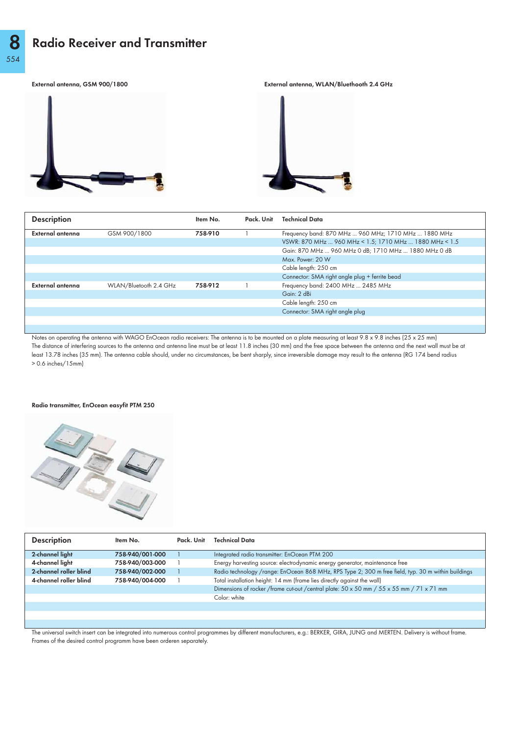# Radio Receiver and Transmitter

**External antenna, GSM 900/1800**

**External antenna, WLAN/Bluetooth 2.4 GHz**

| Description | | Item No. | Pack. Unit | Technical Data |
|---|---|---|---|---|
| **External antenna** | GSM 900/1800 | **758-910** | 1 | Frequency band: 870 MHz ... 960 MHz; 1710 MHz ... 1880 MHz |
| | | | | VSWR: 870 MHz ... 960 MHz < 1.5; 1710 MHz ... 1880 MHz < 1.5 |
| | | | | Gain: 870 MHz ... 960 MHz 0 dB; 1710 MHz ... 1880 MHz 0 dB |
| | | | | Max. Power: 20 W |
| | | | | Cable length: 250 cm |
| | | | | Connector: SMA right angle plug + ferrite bead |
| **External antenna** | WLAN/Bluetooth 2.4 GHz | **758-912** | 1 | Frequency band: 2400 MHz ... 2485 MHz |
| | | | | Gain: 2 dBi |
| | | | | Cable length: 250 cm |
| | | | | Connector: SMA right angle plug |

Notes on operating the antenna with WAGO EnOcean radio receivers: The antenna is to be mounted on a plate measuring at least 9.8 x 9.8 inches (25 x 25 mm) The distance of interfering sources to the antenna and antenna line must be at least 11.8 inches (30 mm) and the free space between the antenna and the next wall must be at least 13.78 inches (35 mm). The antenna cable should, under no circumstances, be bent sharply, since irreversible damage may result to the antenna (RG 174 bend radius > 0.6 inches/15mm)

**Radio transmitter, EnOcean easyfit PTM 250**

| Description | Item No. | Pack. Unit | Technical Data |
|---|---|---|---|
| **2-channel light** | **758-940/001-000** | 1 | Integrated radio transmitter: EnOcean PTM 200 |
| **4-channel light** | **758-940/003-000** | 1 | Energy harvesting source: electrodynamic energy generator, maintenance free |
| **2-channel roller blind** | **758-940/002-000** | 1 | Radio technology /range: EnOcean 868 MHz, RPS Type 2; 300 m free field, typ. 30 m within buildings |
| **4-channel roller blind** | **758-940/004-000** | 1 | Total installation height: 14 mm (frame lies directly against the wall) |
| | | | Dimensions of rocker /frame cut-out /central plate: 50 x 50 mm / 55 x 55 mm / 71 x 71 mm |
| | | | Color: white |

The universal switch insert can be integrated into numerous control programmes by different manufacturers, e.g.: BERKER, GIRA, JUNG and MERTEN. Delivery is without frame. Frames of the desired control programm have been orderen separately.